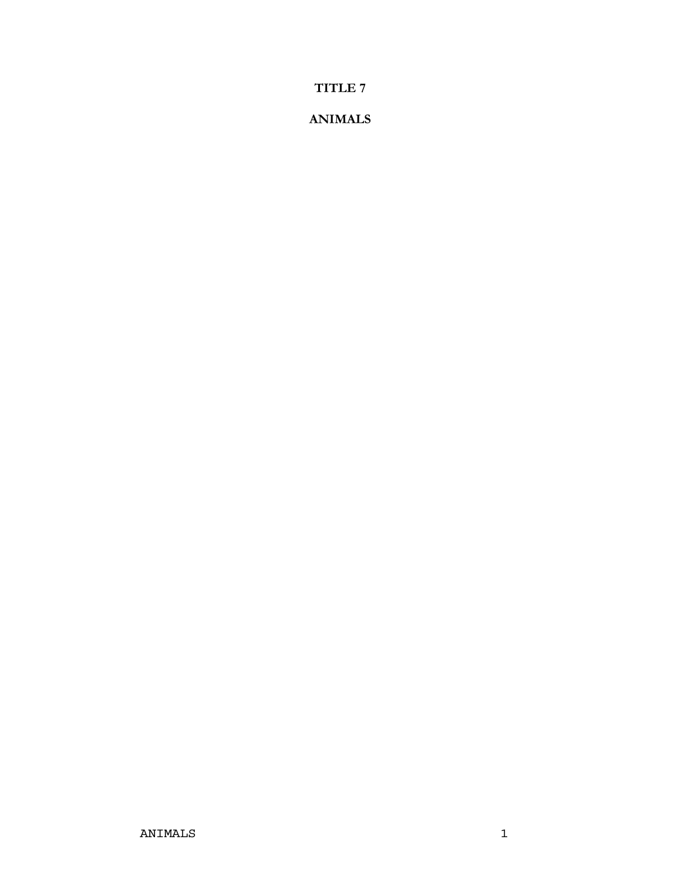# TITLE 7

# ANIMALS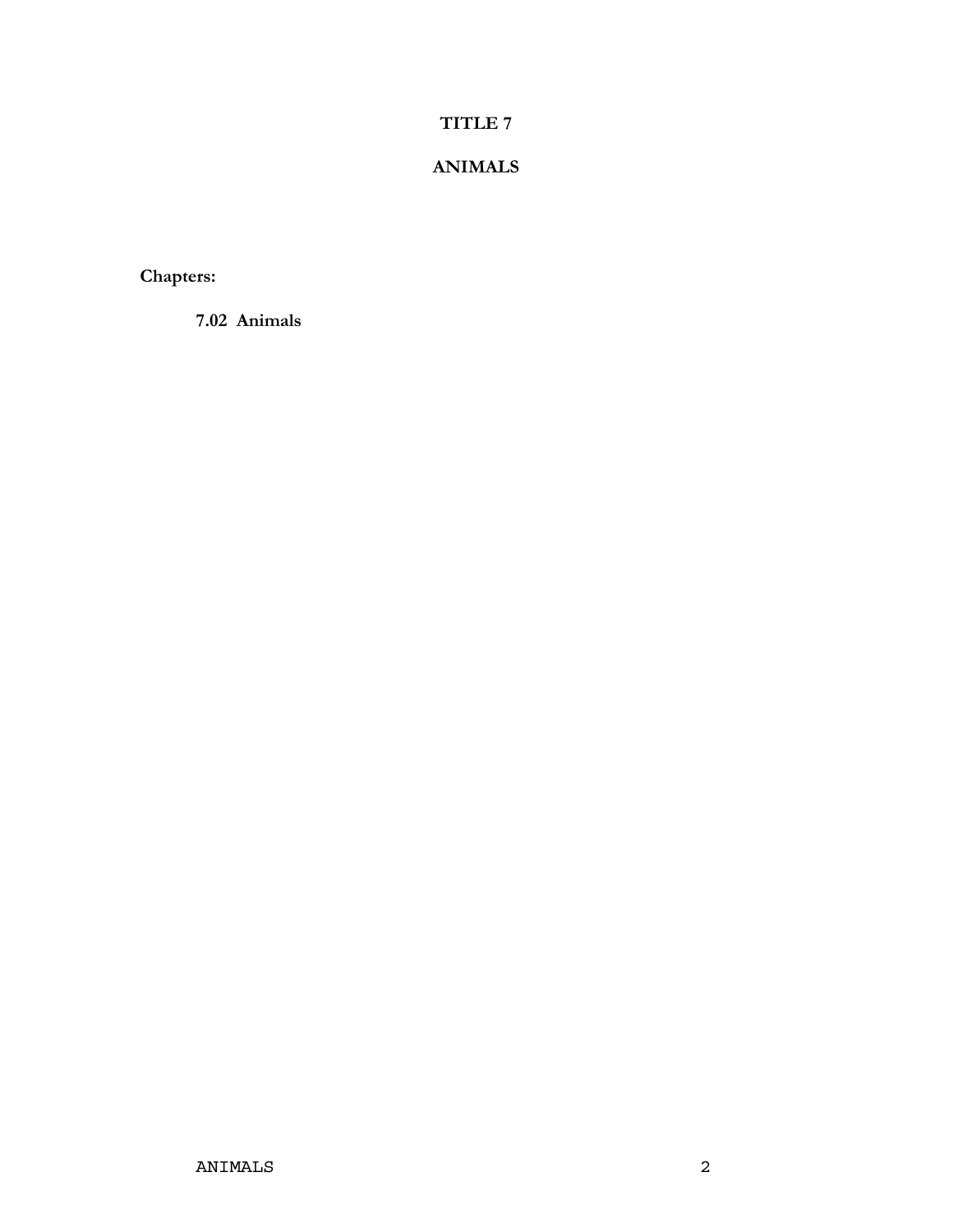# TITLE 7

# ANIMALS

**Chapters:**

**7.02 Animals**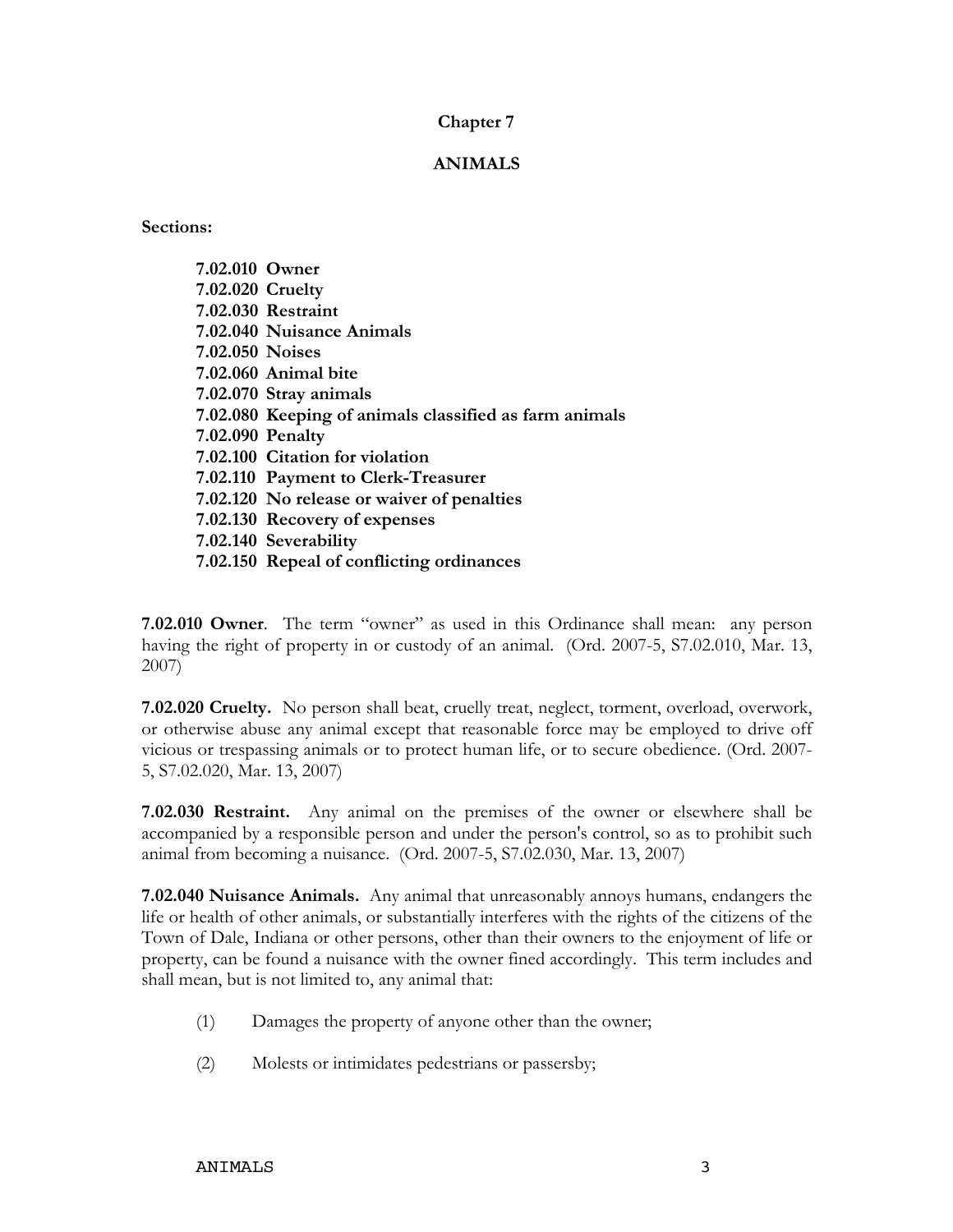## Chapter 7

## ANIMALS

**Sections:**

**7.02.010 Owner**
**7.02.020 Cruelty**
**7.02.030 Restraint**
**7.02.040 Nuisance Animals**
**7.02.050 Noises**
**7.02.060 Animal bite**
**7.02.070 Stray animals**
**7.02.080 Keeping of animals classified as farm animals**
**7.02.090 Penalty**
**7.02.100 Citation for violation**
**7.02.110 Payment to Clerk-Treasurer**
**7.02.120 No release or waiver of penalties**
**7.02.130 Recovery of expenses**
**7.02.140 Severability**
**7.02.150 Repeal of conflicting ordinances**

**7.02.010 Owner**. The term "owner" as used in this Ordinance shall mean: any person having the right of property in or custody of an animal. (Ord. 2007-5, S7.02.010, Mar. 13, 2007)

**7.02.020 Cruelty.** No person shall beat, cruelly treat, neglect, torment, overload, overwork, or otherwise abuse any animal except that reasonable force may be employed to drive off vicious or trespassing animals or to protect human life, or to secure obedience. (Ord. 2007-5, S7.02.020, Mar. 13, 2007)

**7.02.030 Restraint.** Any animal on the premises of the owner or elsewhere shall be accompanied by a responsible person and under the person's control, so as to prohibit such animal from becoming a nuisance. (Ord. 2007-5, S7.02.030, Mar. 13, 2007)

**7.02.040 Nuisance Animals.** Any animal that unreasonably annoys humans, endangers the life or health of other animals, or substantially interferes with the rights of the citizens of the Town of Dale, Indiana or other persons, other than their owners to the enjoyment of life or property, can be found a nuisance with the owner fined accordingly. This term includes and shall mean, but is not limited to, any animal that:

(1) Damages the property of anyone other than the owner;

(2) Molests or intimidates pedestrians or passersby;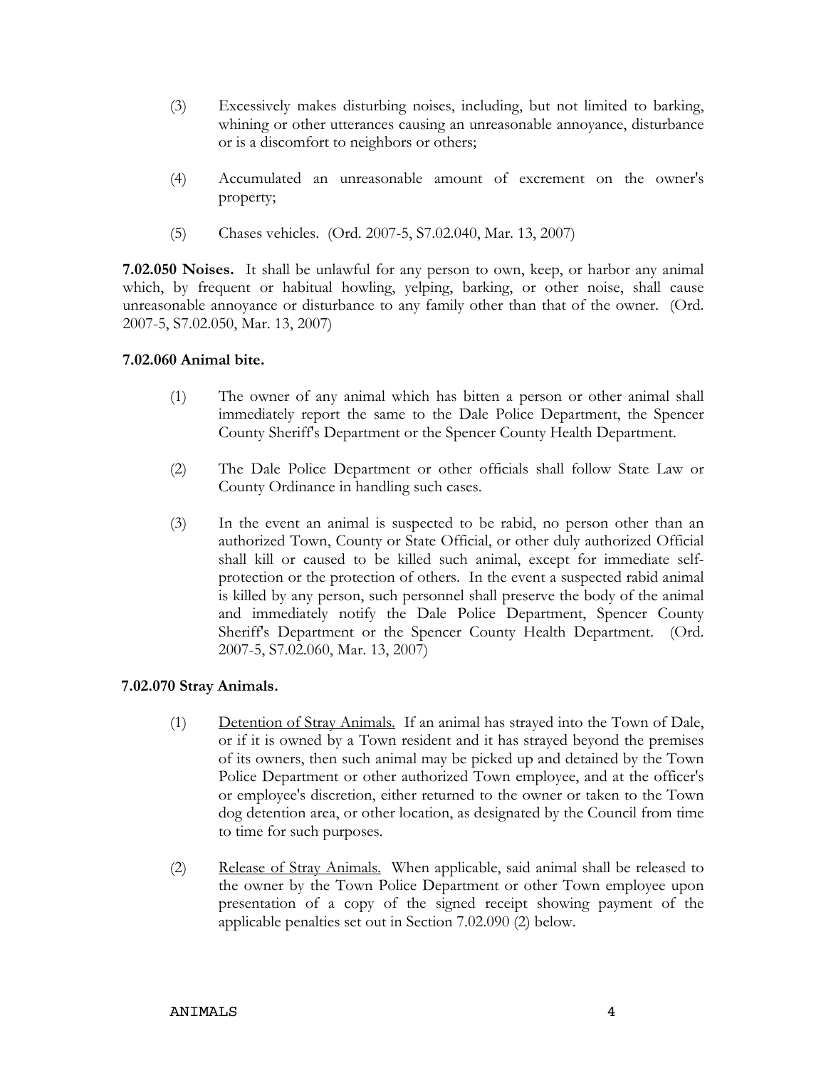(3) Excessively makes disturbing noises, including, but not limited to barking, whining or other utterances causing an unreasonable annoyance, disturbance or is a discomfort to neighbors or others;

(4) Accumulated an unreasonable amount of excrement on the owner's property;

(5) Chases vehicles. (Ord. 2007-5, S7.02.040, Mar. 13, 2007)

**7.02.050 Noises.** It shall be unlawful for any person to own, keep, or harbor any animal which, by frequent or habitual howling, yelping, barking, or other noise, shall cause unreasonable annoyance or disturbance to any family other than that of the owner. (Ord. 2007-5, S7.02.050, Mar. 13, 2007)

**7.02.060 Animal bite.**

(1) The owner of any animal which has bitten a person or other animal shall immediately report the same to the Dale Police Department, the Spencer County Sheriff's Department or the Spencer County Health Department.

(2) The Dale Police Department or other officials shall follow State Law or County Ordinance in handling such cases.

(3) In the event an animal is suspected to be rabid, no person other than an authorized Town, County or State Official, or other duly authorized Official shall kill or caused to be killed such animal, except for immediate self-protection or the protection of others. In the event a suspected rabid animal is killed by any person, such personnel shall preserve the body of the animal and immediately notify the Dale Police Department, Spencer County Sheriff's Department or the Spencer County Health Department. (Ord. 2007-5, S7.02.060, Mar. 13, 2007)

**7.02.070 Stray Animals.**

(1) <u>Detention of Stray Animals.</u> If an animal has strayed into the Town of Dale, or if it is owned by a Town resident and it has strayed beyond the premises of its owners, then such animal may be picked up and detained by the Town Police Department or other authorized Town employee, and at the officer's or employee's discretion, either returned to the owner or taken to the Town dog detention area, or other location, as designated by the Council from time to time for such purposes.

(2) <u>Release of Stray Animals.</u> When applicable, said animal shall be released to the owner by the Town Police Department or other Town employee upon presentation of a copy of the signed receipt showing payment of the applicable penalties set out in Section 7.02.090 (2) below.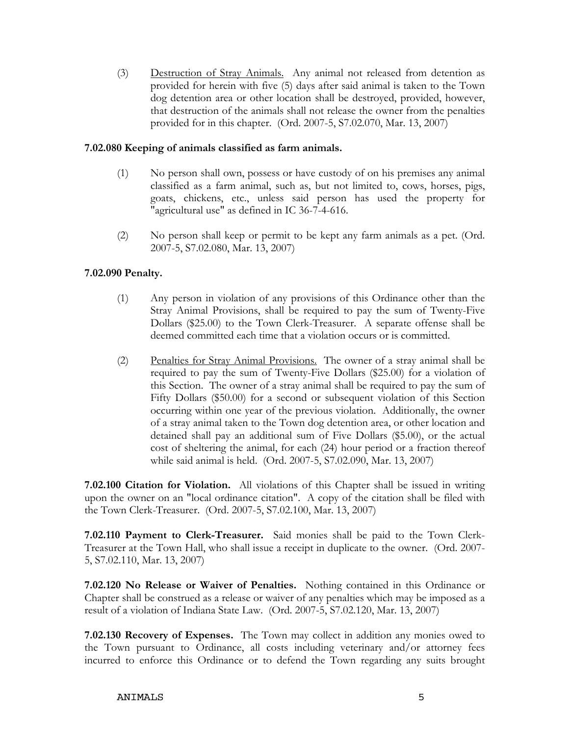(3) Destruction of Stray Animals. Any animal not released from detention as provided for herein with five (5) days after said animal is taken to the Town dog detention area or other location shall be destroyed, provided, however, that destruction of the animals shall not release the owner from the penalties provided for in this chapter. (Ord. 2007-5, S7.02.070, Mar. 13, 2007)

**7.02.080 Keeping of animals classified as farm animals.**

(1) No person shall own, possess or have custody of on his premises any animal classified as a farm animal, such as, but not limited to, cows, horses, pigs, goats, chickens, etc., unless said person has used the property for "agricultural use" as defined in IC 36-7-4-616.

(2) No person shall keep or permit to be kept any farm animals as a pet. (Ord. 2007-5, S7.02.080, Mar. 13, 2007)

**7.02.090 Penalty.**

(1) Any person in violation of any provisions of this Ordinance other than the Stray Animal Provisions, shall be required to pay the sum of Twenty-Five Dollars ($25.00) to the Town Clerk-Treasurer. A separate offense shall be deemed committed each time that a violation occurs or is committed.

(2) Penalties for Stray Animal Provisions. The owner of a stray animal shall be required to pay the sum of Twenty-Five Dollars ($25.00) for a violation of this Section. The owner of a stray animal shall be required to pay the sum of Fifty Dollars ($50.00) for a second or subsequent violation of this Section occurring within one year of the previous violation. Additionally, the owner of a stray animal taken to the Town dog detention area, or other location and detained shall pay an additional sum of Five Dollars ($5.00), or the actual cost of sheltering the animal, for each (24) hour period or a fraction thereof while said animal is held. (Ord. 2007-5, S7.02.090, Mar. 13, 2007)

**7.02.100 Citation for Violation.** All violations of this Chapter shall be issued in writing upon the owner on an "local ordinance citation". A copy of the citation shall be filed with the Town Clerk-Treasurer. (Ord. 2007-5, S7.02.100, Mar. 13, 2007)

**7.02.110 Payment to Clerk-Treasurer.** Said monies shall be paid to the Town Clerk-Treasurer at the Town Hall, who shall issue a receipt in duplicate to the owner. (Ord. 2007-5, S7.02.110, Mar. 13, 2007)

**7.02.120 No Release or Waiver of Penalties.** Nothing contained in this Ordinance or Chapter shall be construed as a release or waiver of any penalties which may be imposed as a result of a violation of Indiana State Law. (Ord. 2007-5, S7.02.120, Mar. 13, 2007)

**7.02.130 Recovery of Expenses.** The Town may collect in addition any monies owed to the Town pursuant to Ordinance, all costs including veterinary and/or attorney fees incurred to enforce this Ordinance or to defend the Town regarding any suits brought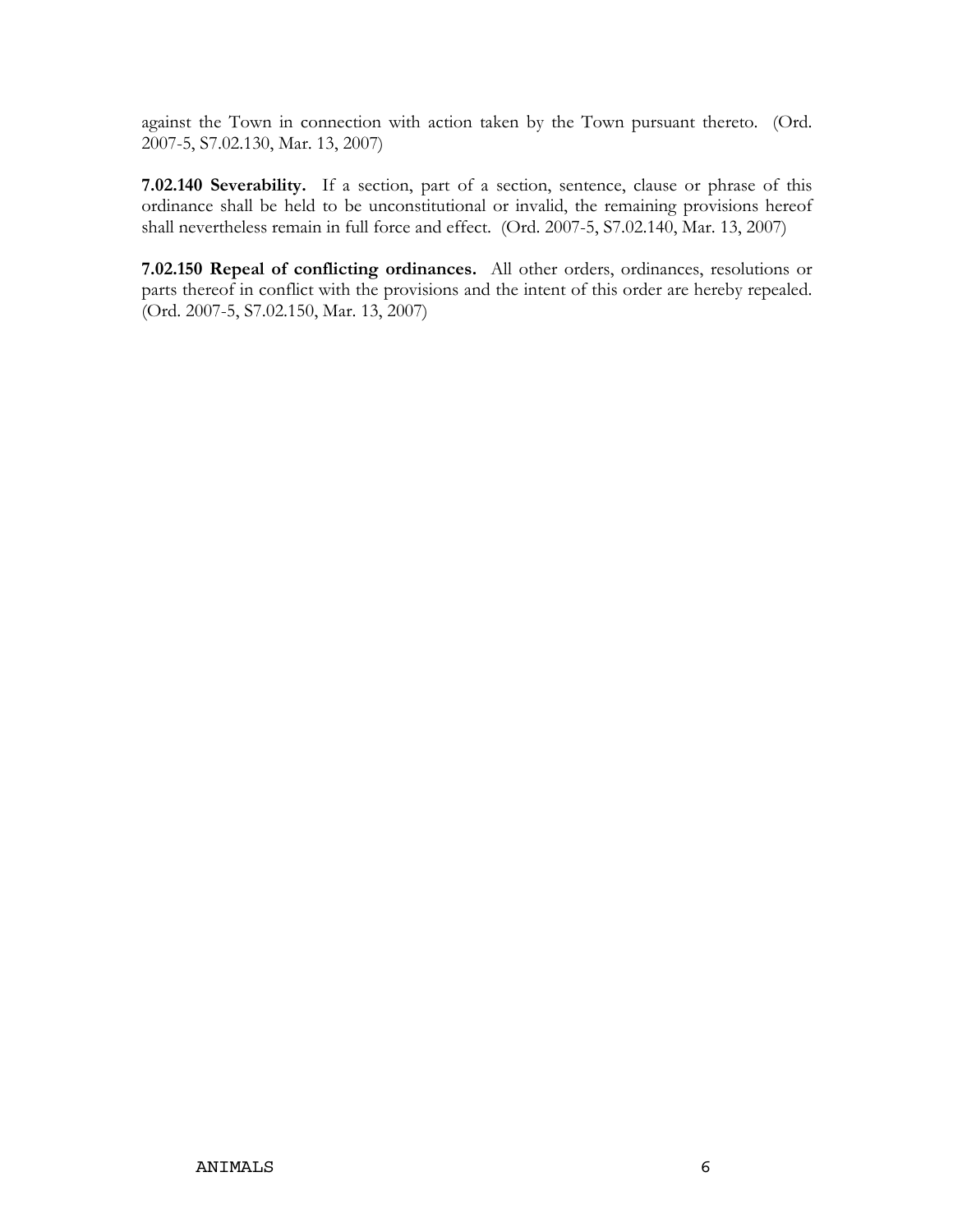against the Town in connection with action taken by the Town pursuant thereto. (Ord. 2007-5, S7.02.130, Mar. 13, 2007)

**7.02.140 Severability.** If a section, part of a section, sentence, clause or phrase of this ordinance shall be held to be unconstitutional or invalid, the remaining provisions hereof shall nevertheless remain in full force and effect. (Ord. 2007-5, S7.02.140, Mar. 13, 2007)

**7.02.150 Repeal of conflicting ordinances.** All other orders, ordinances, resolutions or parts thereof in conflict with the provisions and the intent of this order are hereby repealed. (Ord. 2007-5, S7.02.150, Mar. 13, 2007)